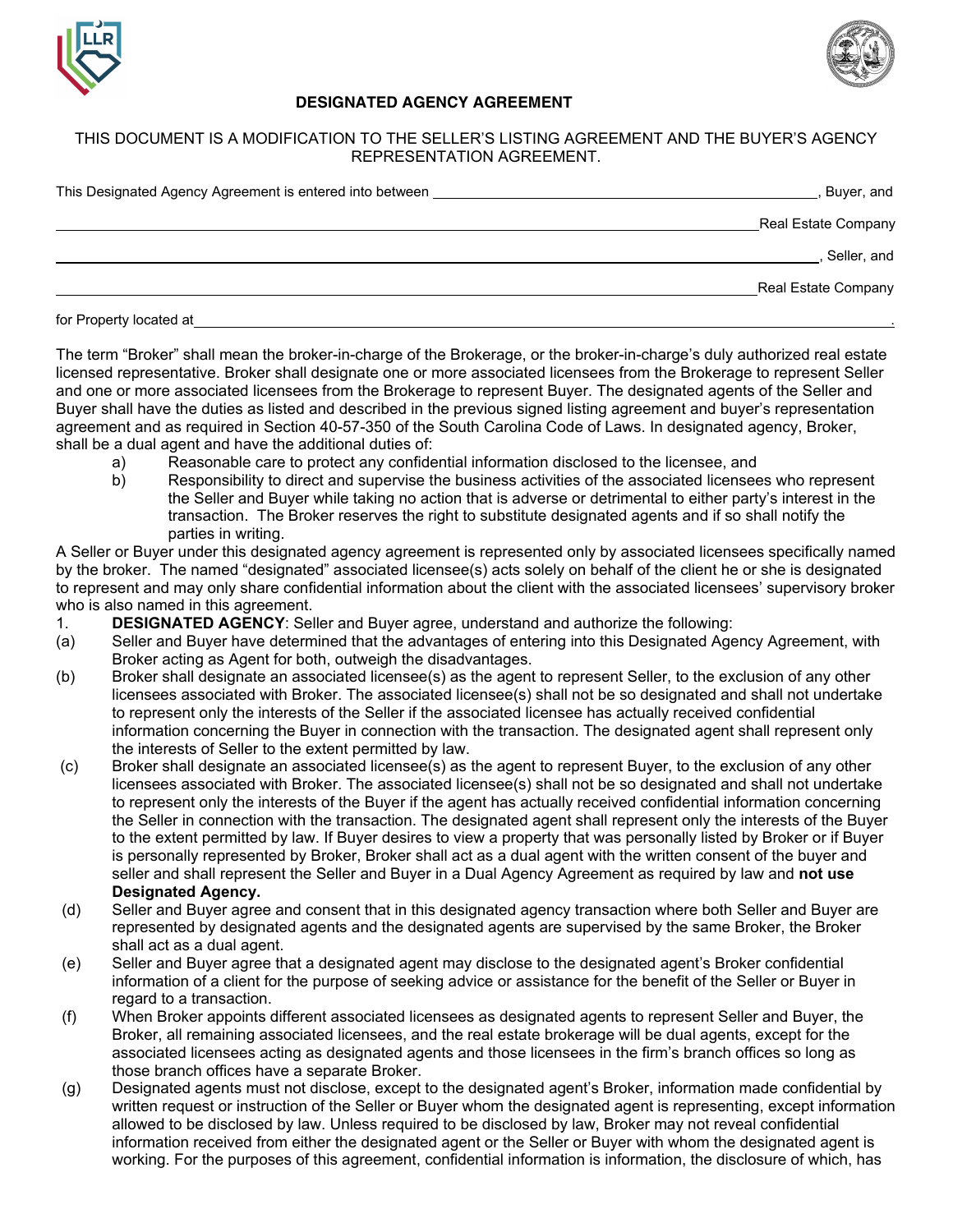# DESIGNATED AGENCY AGREEMENT

THIS DOCUMENT IS A MODIFICATION TO THE SELLER'S LISTING AGREEMENT AND THE BUYER'S AGENCY REPRESENTATION AGREEMENT.

This Designated Agency Agreement is entered into between ______________________________, Buyer, and

______________________________ Real Estate Company

______________________________, Seller, and

______________________________ Real Estate Company

for Property located at ______________________________.

The term "Broker" shall mean the broker-in-charge of the Brokerage, or the broker-in-charge's duly authorized real estate licensed representative. Broker shall designate one or more associated licensees from the Brokerage to represent Seller and one or more associated licensees from the Brokerage to represent Buyer. The designated agents of the Seller and Buyer shall have the duties as listed and described in the previous signed listing agreement and buyer's representation agreement and as required in Section 40-57-350 of the South Carolina Code of Laws. In designated agency, Broker, shall be a dual agent and have the additional duties of:

a) Reasonable care to protect any confidential information disclosed to the licensee, and
b) Responsibility to direct and supervise the business activities of the associated licensees who represent the Seller and Buyer while taking no action that is adverse or detrimental to either party's interest in the transaction. The Broker reserves the right to substitute designated agents and if so shall notify the parties in writing.

A Seller or Buyer under this designated agency agreement is represented only by associated licensees specifically named by the broker. The named "designated" associated licensee(s) acts solely on behalf of the client he or she is designated to represent and may only share confidential information about the client with the associated licensees' supervisory broker who is also named in this agreement.

1. **DESIGNATED AGENCY**: Seller and Buyer agree, understand and authorize the following:

(a) Seller and Buyer have determined that the advantages of entering into this Designated Agency Agreement, with Broker acting as Agent for both, outweigh the disadvantages.

(b) Broker shall designate an associated licensee(s) as the agent to represent Seller, to the exclusion of any other licensees associated with Broker. The associated licensee(s) shall not be so designated and shall not undertake to represent only the interests of the Seller if the associated licensee has actually received confidential information concerning the Buyer in connection with the transaction. The designated agent shall represent only the interests of Seller to the extent permitted by law.

(c) Broker shall designate an associated licensee(s) as the agent to represent Buyer, to the exclusion of any other licensees associated with Broker. The associated licensee(s) shall not be so designated and shall not undertake to represent only the interests of the Buyer if the agent has actually received confidential information concerning the Seller in connection with the transaction. The designated agent shall represent only the interests of the Buyer to the extent permitted by law. If Buyer desires to view a property that was personally listed by Broker or if Buyer is personally represented by Broker, Broker shall act as a dual agent with the written consent of the buyer and seller and shall represent the Seller and Buyer in a Dual Agency Agreement as required by law and **not use Designated Agency.**

(d) Seller and Buyer agree and consent that in this designated agency transaction where both Seller and Buyer are represented by designated agents and the designated agents are supervised by the same Broker, the Broker shall act as a dual agent.

(e) Seller and Buyer agree that a designated agent may disclose to the designated agent's Broker confidential information of a client for the purpose of seeking advice or assistance for the benefit of the Seller or Buyer in regard to a transaction.

(f) When Broker appoints different associated licensees as designated agents to represent Seller and Buyer, the Broker, all remaining associated licensees, and the real estate brokerage will be dual agents, except for the associated licensees acting as designated agents and those licensees in the firm's branch offices so long as those branch offices have a separate Broker.

(g) Designated agents must not disclose, except to the designated agent's Broker, information made confidential by written request or instruction of the Seller or Buyer whom the designated agent is representing, except information allowed to be disclosed by law. Unless required to be disclosed by law, Broker may not reveal confidential information received from either the designated agent or the Seller or Buyer with whom the designated agent is working. For the purposes of this agreement, confidential information is information, the disclosure of which, has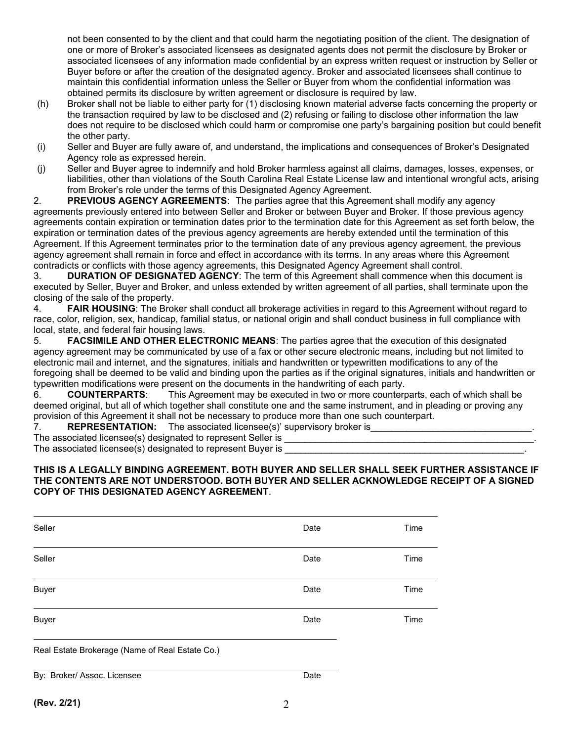not been consented to by the client and that could harm the negotiating position of the client. The designation of one or more of Broker's associated licensees as designated agents does not permit the disclosure by Broker or associated licensees of any information made confidential by an express written request or instruction by Seller or Buyer before or after the creation of the designated agency. Broker and associated licensees shall continue to maintain this confidential information unless the Seller or Buyer from whom the confidential information was obtained permits its disclosure by written agreement or disclosure is required by law.

(h) Broker shall not be liable to either party for (1) disclosing known material adverse facts concerning the property or the transaction required by law to be disclosed and (2) refusing or failing to disclose other information the law does not require to be disclosed which could harm or compromise one party's bargaining position but could benefit the other party.

(i) Seller and Buyer are fully aware of, and understand, the implications and consequences of Broker's Designated Agency role as expressed herein.

(j) Seller and Buyer agree to indemnify and hold Broker harmless against all claims, damages, losses, expenses, or liabilities, other than violations of the South Carolina Real Estate License law and intentional wrongful acts, arising from Broker's role under the terms of this Designated Agency Agreement.

2. **PREVIOUS AGENCY AGREEMENTS**: The parties agree that this Agreement shall modify any agency agreements previously entered into between Seller and Broker or between Buyer and Broker. If those previous agency agreements contain expiration or termination dates prior to the termination date for this Agreement as set forth below, the expiration or termination dates of the previous agency agreements are hereby extended until the termination of this Agreement. If this Agreement terminates prior to the termination date of any previous agency agreement, the previous agency agreement shall remain in force and effect in accordance with its terms. In any areas where this Agreement contradicts or conflicts with those agency agreements, this Designated Agency Agreement shall control.

3. **DURATION OF DESIGNATED AGENCY**: The term of this Agreement shall commence when this document is executed by Seller, Buyer and Broker, and unless extended by written agreement of all parties, shall terminate upon the closing of the sale of the property.

4. **FAIR HOUSING**: The Broker shall conduct all brokerage activities in regard to this Agreement without regard to race, color, religion, sex, handicap, familial status, or national origin and shall conduct business in full compliance with local, state, and federal fair housing laws.

5. **FACSIMILE AND OTHER ELECTRONIC MEANS**: The parties agree that the execution of this designated agency agreement may be communicated by use of a fax or other secure electronic means, including but not limited to electronic mail and internet, and the signatures, initials and handwritten or typewritten modifications to any of the foregoing shall be deemed to be valid and binding upon the parties as if the original signatures, initials and handwritten or typewritten modifications were present on the documents in the handwriting of each party.

6. **COUNTERPARTS**: This Agreement may be executed in two or more counterparts, each of which shall be deemed original, but all of which together shall constitute one and the same instrument, and in pleading or proving any provision of this Agreement it shall not be necessary to produce more than one such counterpart.

7. **REPRESENTATION:** The associated licensee(s)' supervisory broker is_______________________________.
The associated licensee(s) designated to represent Seller is _________________________________________________.
The associated licensee(s) designated to represent Buyer is _________________________________________________.

**THIS IS A LEGALLY BINDING AGREEMENT. BOTH BUYER AND SELLER SHALL SEEK FURTHER ASSISTANCE IF THE CONTENTS ARE NOT UNDERSTOOD. BOTH BUYER AND SELLER ACKNOWLEDGE RECEIPT OF A SIGNED COPY OF THIS DESIGNATED AGENCY AGREEMENT**.

______________________________________________________________
Seller Date Time

______________________________________________________________
Seller Date Time

______________________________________________________________
Buyer Date Time

______________________________________________________________
Buyer Date Time

______________________________________________________
Real Estate Brokerage (Name of Real Estate Co.)

______________________________________________________
By: Broker/ Assoc. Licensee Date

**(Rev. 2/21)**